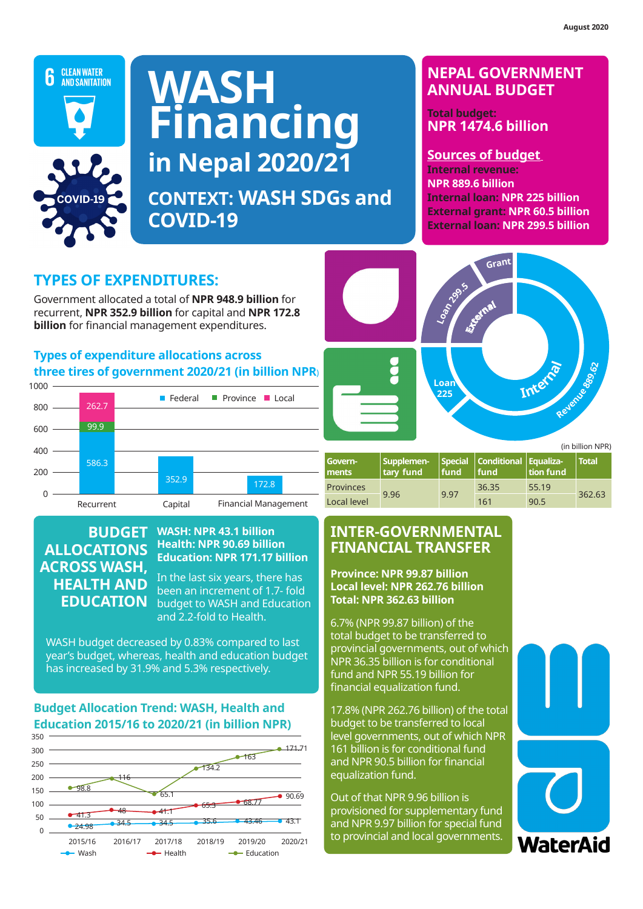August 2020

6 CLEAN WATER AND SANITATION

COVID-19

# WASH Financing in Nepal 2020/21

## CONTEXT: WASH SDGs and COVID-19

## NEPAL GOVERNMENT ANNUAL BUDGET

**Total budget:**
**NPR 1474.6 billion**

**Sources of budget**
**Internal revenue:**
**NPR 889.6 billion**
**Internal loan: NPR 225 billion**
**External grant: NPR 60.5 billion**
**External loan: NPR 299.5 billion**

Grant

Loan 299.5

External

Loan 225

Internal

Revenue 889.62

## TYPES OF EXPENDITURES:

Government allocated a total of **NPR 948.9 billion** for recurrent, **NPR 352.9 billion** for capital and **NPR 172.8 billion** for financial management expenditures.

### Types of expenditure allocations across three tires of government 2020/21 (in billion NPR)

| | Federal | Province | Local |
|---|---|---|---|
| Recurrent | 586.3 | 99.9 | 262.7 |
| Capital | 352.9 | | |
| Financial Management | 172.8 | | |

(in billion NPR)

| Govern-ments | Supplemen-tary fund | Special fund | Conditional fund | Equaliza-tion fund | Total |
|---|---|---|---|---|---|
| Provinces | 9.96 | 9.97 | 36.35 | 55.19 | 362.63 |
| Local level | | | 161 | 90.5 | |

## BUDGET ALLOCATIONS ACROSS WASH, HEALTH AND EDUCATION

**WASH: NPR 43.1 billion**
**Health: NPR 90.69 billion**
**Education: NPR 171.17 billion**

In the last six years, there has been an increment of 1.7- fold budget to WASH and Education and 2.2-fold to Health.

WASH budget decreased by 0.83% compared to last year's budget, whereas, health and education budget has increased by 31.9% and 5.3% respectively.

### Budget Allocation Trend: WASH, Health and Education 2015/16 to 2020/21 (in billion NPR)

| | 2015/16 | 2016/17 | 2017/18 | 2018/19 | 2019/20 | 2020/21 |
|---|---|---|---|---|---|---|
| Wash | 24.98 | 34.5 | 34.5 | 35.6 | 43.46 | 43.1 |
| Health | 41.3 | 48 | 41.1 | 65.3 | 68.77 | 90.69 |
| Education | 98.8 | 116 | 65.1 | 134.2 | 163 | 171.71 |

## INTER-GOVERNMENTAL FINANCIAL TRANSFER

**Province: NPR 99.87 billion**
**Local level: NPR 262.76 billion**
**Total: NPR 362.63 billion**

6.7% (NPR 99.87 billion) of the total budget to be transferred to provincial governments, out of which NPR 36.35 billion is for conditional fund and NPR 55.19 billion for financial equalization fund.

17.8% (NPR 262.76 billion) of the total budget to be transferred to local level governments, out of which NPR 161 billion is for conditional fund and NPR 90.5 billion for financial equalization fund.

Out of that NPR 9.96 billion is provisioned for supplementary fund and NPR 9.97 billion for special fund to provincial and local governments.

WaterAid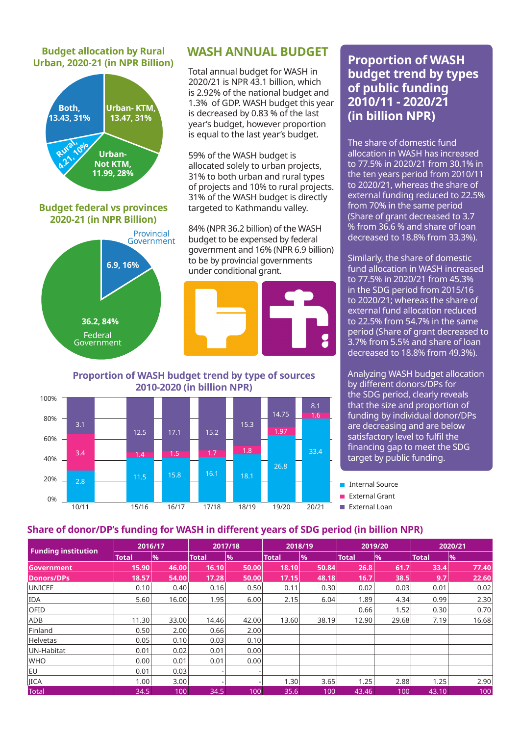## WASH ANNUAL BUDGET

Total annual budget for WASH in 2020/21 is NPR 43.1 billion, which is 2.92% of the national budget and 1.3% of GDP. WASH budget this year is decreased by 0.83 % of the last year's budget, however proportion is equal to the last year's budget.

59% of the WASH budget is allocated solely to urban projects, 31% to both urban and rural types of projects and 10% to rural projects. 31% of the WASH budget is directly targeted to Kathmandu valley.

84% (NPR 36.2 billion) of the WASH budget to be expensed by federal government and 16% (NPR 6.9 billion) to be by provincial governments under conditional grant.

### Budget allocation by Rural Urban, 2020-21 (in NPR Billion)

- Both, 13.43, 31%
- Urban- KTM, 13.47, 31%
- Urban- Not KTM, 11.99, 28%
- Rural, 4.21, 10%

### Budget federal vs provinces 2020-21 (in NPR Billion)

- Provincial Government: 6.9, 16%
- Federal Government: 36.2, 84%

### Proportion of WASH budget trend by types of public funding 2010/11 - 2020/21 (in billion NPR)

The share of domestic fund allocation in WASH has increased to 77.5% in 2020/21 from 30.1% in the ten years period from 2010/11 to 2020/21, whereas the share of external funding reduced to 22.5% from 70% in the same period (Share of grant decreased to 3.7 % from 36.6 % and share of loan decreased to 18.8% from 33.3%).

Similarly, the share of domestic fund allocation in WASH increased to 77.5% in 2020/21 from 45.3% in the SDG period from 2015/16 to 2020/21; whereas the share of external fund allocation reduced to 22.5% from 54.7% in the same period (Share of grant decreased to 3.7% from 5.5% and share of loan decreased to 18.8% from 49.3%).

Analyzing WASH budget allocation by different donors/DPs for the SDG period, clearly reveals that the size and proportion of funding by individual donor/DPs are decreasing and are below satisfactory level to fulfil the financing gap to meet the SDG target by public funding.

### Proportion of WASH budget trend by type of sources 2010-2020 (in billion NPR)

| Year | Internal Source | External Grant | External Loan |
|---|---|---|---|
| 10/11 | 2.8 | 3.4 | 3.1 |
| 15/16 | 11.5 | 1.4 | 12.5 |
| 16/17 | 15.8 | 1.5 | 17.1 |
| 17/18 | 16.1 | 1.7 | 15.2 |
| 18/19 | 18.1 | 1.8 | 15.3 |
| 19/20 | 26.8 | 1.97 | 14.75 |
| 20/21 | 33.4 | 1.6 | 8.1 |

### Share of donor/DP's funding for WASH in different years of SDG period (in billion NPR)

| Funding institution | 2016/17 | | 2017/18 | | 2018/19 | | 2019/20 | | 2020/21 | |
|---|---|---|---|---|---|---|---|---|---|---|
| | Total | % | Total | % | Total | % | Total | % | Total | % |
| **Government** | **15.90** | **46.00** | **16.10** | **50.00** | **18.10** | **50.84** | **26.8** | **61.7** | **33.4** | **77.40** |
| **Donors/DPs** | **18.57** | **54.00** | **17.28** | **50.00** | **17.15** | **48.18** | **16.7** | **38.5** | **9.7** | **22.60** |
| UNICEF | 0.10 | 0.40 | 0.16 | 0.50 | 0.11 | 0.30 | 0.02 | 0.03 | 0.01 | 0.02 |
| IDA | 5.60 | 16.00 | 1.95 | 6.00 | 2.15 | 6.04 | 1.89 | 4.34 | 0.99 | 2.30 |
| OFID | | | | | | | 0.66 | 1.52 | 0.30 | 0.70 |
| ADB | 11.30 | 33.00 | 14.46 | 42.00 | 13.60 | 38.19 | 12.90 | 29.68 | 7.19 | 16.68 |
| Finland | 0.50 | 2.00 | 0.66 | 2.00 | | | | | | |
| Helvetas | 0.05 | 0.10 | 0.03 | 0.10 | | | | | | |
| UN-Habitat | 0.01 | 0.02 | 0.01 | 0.00 | | | | | | |
| WHO | 0.00 | 0.01 | 0.01 | 0.00 | | | | | | |
| EU | 0.01 | 0.03 | - | - | | | | | | |
| JICA | 1.00 | 3.00 | - | - | 1.30 | 3.65 | 1.25 | 2.88 | 1.25 | 2.90 |
| Total | 34.5 | 100 | 34.5 | 100 | 35.6 | 100 | 43.46 | 100 | 43.10 | 100 |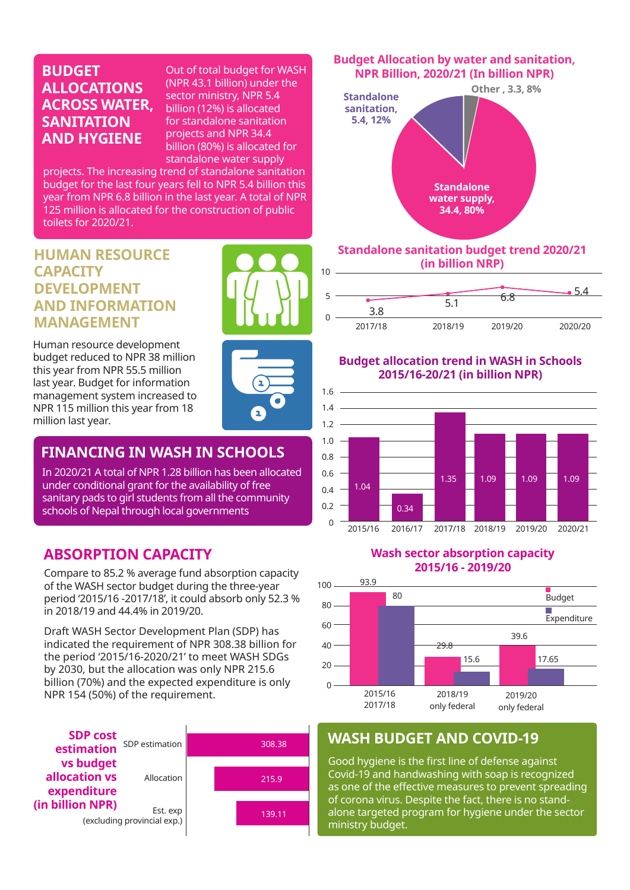## BUDGET ALLOCATIONS ACROSS WATER, SANITATION AND HYGIENE

Out of total budget for WASH (NPR 43.1 billion) under the sector ministry, NPR 5.4 billion (12%) is allocated for standalone sanitation projects and NPR 34.4 billion (80%) is allocated for standalone water supply projects. The increasing trend of standalone sanitation budget for the last four years fell to NPR 5.4 billion this year from NPR 6.8 billion in the last year. A total of NPR 125 million is allocated for the construction of public toilets for 2020/21.

**Budget Allocation by water and sanitation, NPR Billion, 2020/21 (In billion NPR)**

| Category | Amount | Share |
|---|---|---|
| Standalone water supply | 34.4 | 80% |
| Standalone sanitation | 5.4 | 12% |
| Other | 3.3 | 8% |

**Standalone sanitation budget trend 2020/21 (in billion NRP)**

| Year | 2017/18 | 2018/19 | 2019/20 | 2020/20 |
|---|---|---|---|---|
| Budget | 3.8 | 5.1 | 6.8 | 5.4 |

## HUMAN RESOURCE CAPACITY DEVELOPMENT AND INFORMATION MANAGEMENT

Human resource development budget reduced to NPR 38 million this year from NPR 55.5 million last year. Budget for information management system increased to NPR 115 million this year from 18 million last year.

## FINANCING IN WASH IN SCHOOLS

In 2020/21 A total of NPR 1.28 billion has been allocated under conditional grant for the availability of free sanitary pads to girl students from all the community schools of Nepal through local governments

**Budget allocation trend in WASH in Schools 2015/16-20/21 (in billion NPR)**

| Year | 2015/16 | 2016/17 | 2017/18 | 2018/19 | 2019/20 | 2020/21 |
|---|---|---|---|---|---|---|
| Budget | 1.04 | 0.34 | 1.35 | 1.09 | 1.09 | 1.09 |

## ABSORPTION CAPACITY

Compare to 85.2 % average fund absorption capacity of the WASH sector budget during the three-year period '2015/16 -2017/18', it could absorb only 52.3 % in 2018/19 and 44.4% in 2019/20.

Draft WASH Sector Development Plan (SDP) has indicated the requirement of NPR 308.38 billion for the period '2015/16-2020/21' to meet WASH SDGs by 2030, but the allocation was only NPR 215.6 billion (70%) and the expected expenditure is only NPR 154 (50%) of the requirement.

**Wash sector absorption capacity 2015/16 - 2019/20**

| Period | Budget | Expenditure |
|---|---|---|
| 2015/16 2017/18 | 93.9 | 80 |
| 2018/19 only federal | 29.8 | 15.6 |
| 2019/20 only federal | 39.6 | 17.65 |

**SDP cost estimation vs budget allocation vs expenditure (in billion NPR)**

| Item | Amount |
|---|---|
| SDP estimation | 308.38 |
| Allocation | 215.9 |
| Est. exp (excluding provincial exp.) | 139.11 |

## WASH BUDGET AND COVID-19

Good hygiene is the first line of defense against Covid-19 and handwashing with soap is recognized as one of the effective measures to prevent spreading of corona virus. Despite the fact, there is no stand-alone targeted program for hygiene under the sector ministry budget.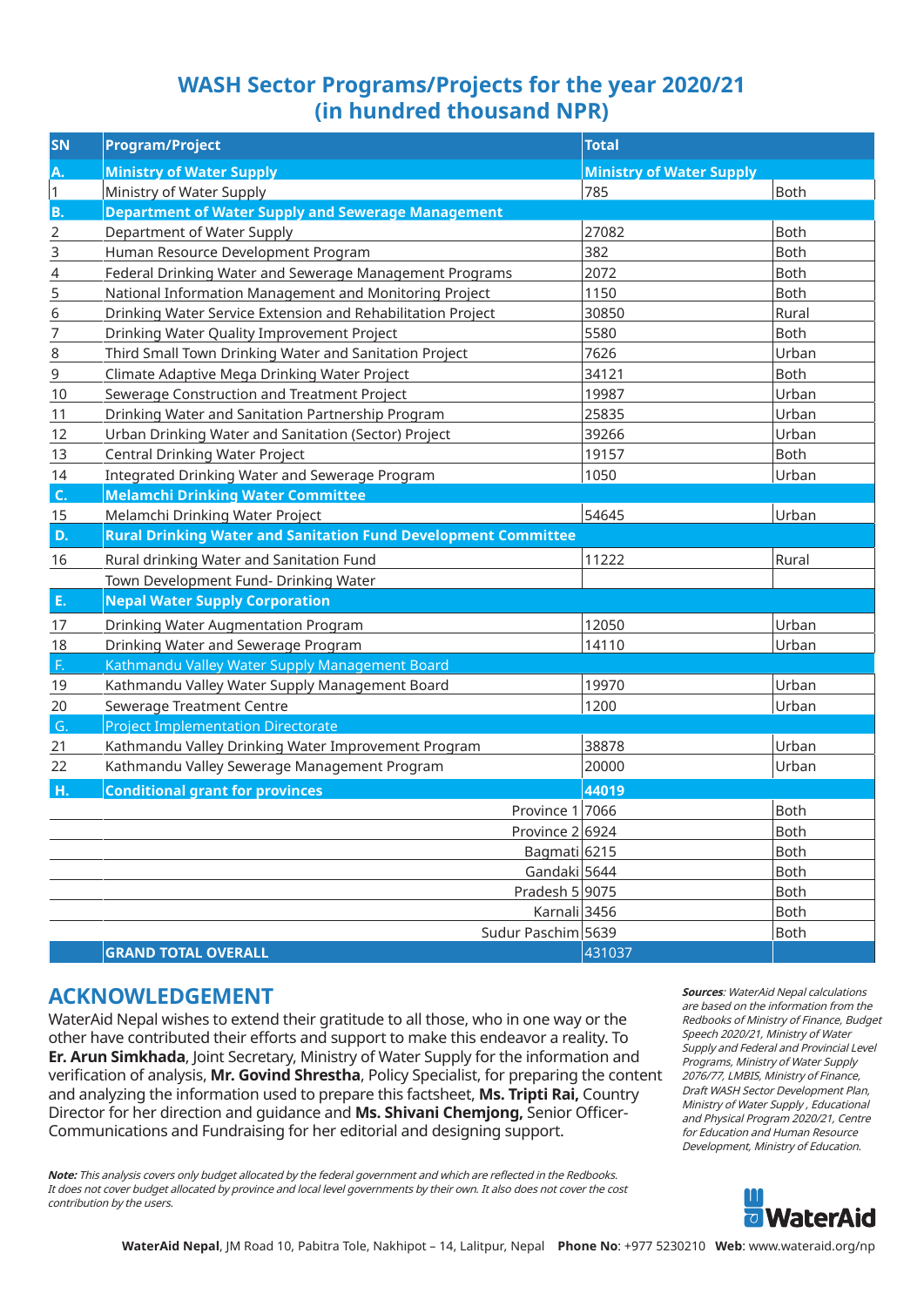# WASH Sector Programs/Projects for the year 2020/21 (in hundred thousand NPR)

| SN | Program/Project | Total | |
|---|---|---|---|
| **A.** | **Ministry of Water Supply** | **Ministry of Water Supply** | |
| 1 | Ministry of Water Supply | 785 | Both |
| **B.** | **Department of Water Supply and Sewerage Management** | | |
| 2 | Department of Water Supply | 27082 | Both |
| 3 | Human Resource Development Program | 382 | Both |
| 4 | Federal Drinking Water and Sewerage Management Programs | 2072 | Both |
| 5 | National Information Management and Monitoring Project | 1150 | Both |
| 6 | Drinking Water Service Extension and Rehabilitation Project | 30850 | Rural |
| 7 | Drinking Water Quality Improvement Project | 5580 | Both |
| 8 | Third Small Town Drinking Water and Sanitation Project | 7626 | Urban |
| 9 | Climate Adaptive Mega Drinking Water Project | 34121 | Both |
| 10 | Sewerage Construction and Treatment Project | 19987 | Urban |
| 11 | Drinking Water and Sanitation Partnership Program | 25835 | Urban |
| 12 | Urban Drinking Water and Sanitation (Sector) Project | 39266 | Urban |
| 13 | Central Drinking Water Project | 19157 | Both |
| 14 | Integrated Drinking Water and Sewerage Program | 1050 | Urban |
| **C.** | **Melamchi Drinking Water Committee** | | |
| 15 | Melamchi Drinking Water Project | 54645 | Urban |
| **D.** | **Rural Drinking Water and Sanitation Fund Development Committee** | | |
| 16 | Rural drinking Water and Sanitation Fund | 11222 | Rural |
| | Town Development Fund- Drinking Water | | |
| **E.** | **Nepal Water Supply Corporation** | | |
| 17 | Drinking Water Augmentation Program | 12050 | Urban |
| 18 | Drinking Water and Sewerage Program | 14110 | Urban |
| F. | Kathmandu Valley Water Supply Management Board | | |
| 19 | Kathmandu Valley Water Supply Management Board | 19970 | Urban |
| 20 | Sewerage Treatment Centre | 1200 | Urban |
| G. | Project Implementation Directorate | | |
| 21 | Kathmandu Valley Drinking Water Improvement Program | 38878 | Urban |
| 22 | Kathmandu Valley Sewerage Management Program | 20000 | Urban |
| **H.** | **Conditional grant for provinces** | **44019** | |
| | Province 1 | 7066 | Both |
| | Province 2 | 6924 | Both |
| | Bagmati | 6215 | Both |
| | Gandaki | 5644 | Both |
| | Pradesh 5 | 9075 | Both |
| | Karnali | 3456 | Both |
| | Sudur Paschim | 5639 | Both |
| | **GRAND TOTAL OVERALL** | 431037 | |

## ACKNOWLEDGEMENT

WaterAid Nepal wishes to extend their gratitude to all those, who in one way or the other have contributed their efforts and support to make this endeavor a reality. To **Er. Arun Simkhada**, Joint Secretary, Ministry of Water Supply for the information and verification of analysis, **Mr. Govind Shrestha**, Policy Specialist, for preparing the content and analyzing the information used to prepare this factsheet, **Ms. Tripti Rai,** Country Director for her direction and guidance and **Ms. Shivani Chemjong,** Senior Officer-Communications and Fundraising for her editorial and designing support.

***Sources**: WaterAid Nepal calculations are based on the information from the Redbooks of Ministry of Finance, Budget Speech 2020/21, Ministry of Water Supply and Federal and Provincial Level Programs, Ministry of Water Supply 2076/77, LMBIS, Ministry of Finance, Draft WASH Sector Development Plan, Ministry of Water Supply , Educational and Physical Program 2020/21, Centre for Education and Human Resource Development, Ministry of Education.*

***Note:** This analysis covers only budget allocated by the federal government and which are reflected in the Redbooks. It does not cover budget allocated by province and local level governments by their own. It also does not cover the cost contribution by the users.*

WaterAid

**WaterAid Nepal**, JM Road 10, Pabitra Tole, Nakhipot – 14, Lalitpur, Nepal **Phone No**: +977 5230210 **Web**: www.wateraid.org/np